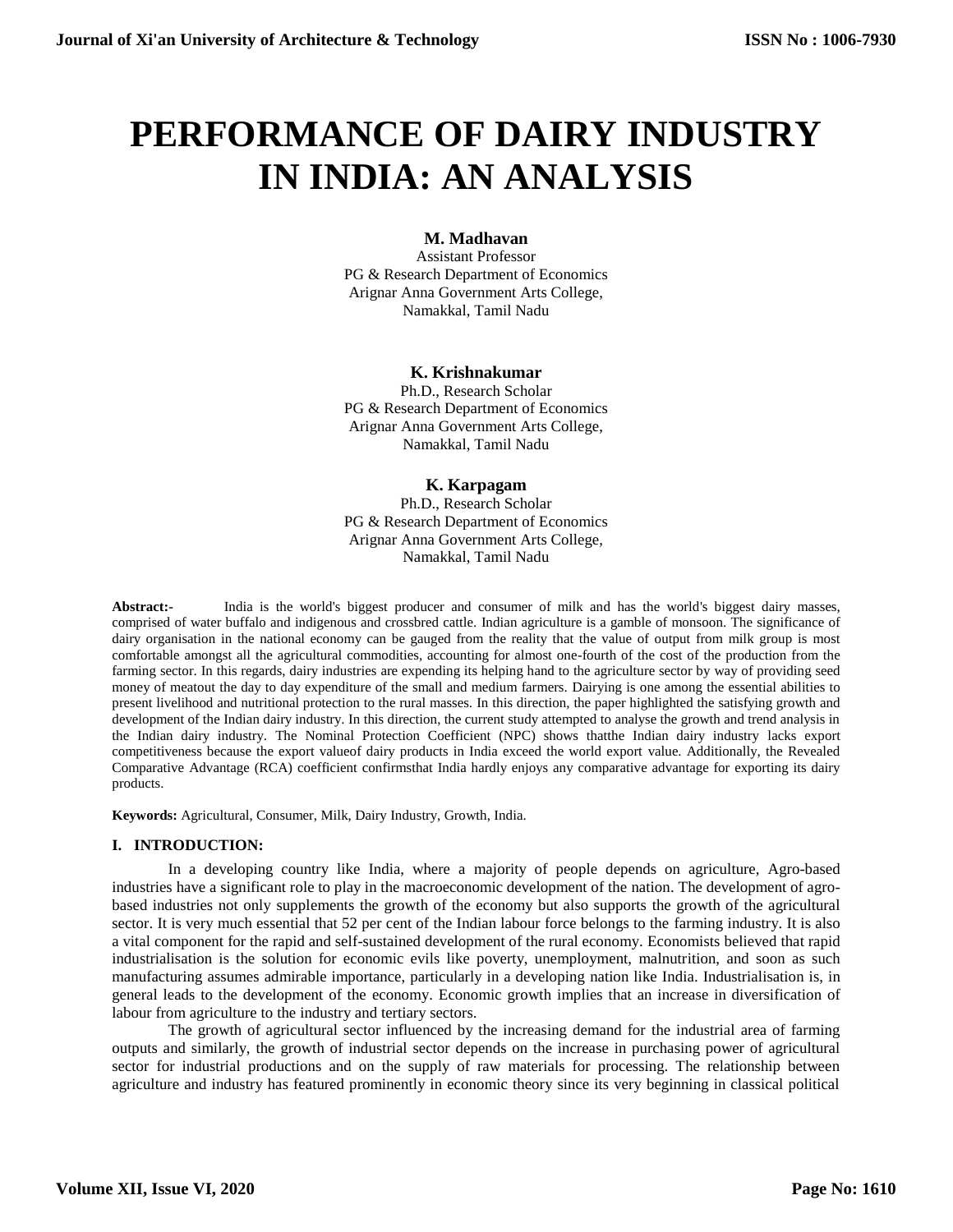# PERFORMANCE OF DAIRY INDUSTRY IN INDIA: AN ANALYSIS

**M. Madhavan**
Assistant Professor
PG & Research Department of Economics
Arignar Anna Government Arts College,
Namakkal, Tamil Nadu

**K. Krishnakumar**
Ph.D., Research Scholar
PG & Research Department of Economics
Arignar Anna Government Arts College,
Namakkal, Tamil Nadu

**K. Karpagam**
Ph.D., Research Scholar
PG & Research Department of Economics
Arignar Anna Government Arts College,
Namakkal, Tamil Nadu

**Abstract:-** India is the world's biggest producer and consumer of milk and has the world's biggest dairy masses, comprised of water buffalo and indigenous and crossbred cattle. Indian agriculture is a gamble of monsoon. The significance of dairy organisation in the national economy can be gauged from the reality that the value of output from milk group is most comfortable amongst all the agricultural commodities, accounting for almost one-fourth of the cost of the production from the farming sector. In this regards, dairy industries are expending its helping hand to the agriculture sector by way of providing seed money of meatout the day to day expenditure of the small and medium farmers. Dairying is one among the essential abilities to present livelihood and nutritional protection to the rural masses. In this direction, the paper highlighted the satisfying growth and development of the Indian dairy industry. In this direction, the current study attempted to analyse the growth and trend analysis in the Indian dairy industry. The Nominal Protection Coefficient (NPC) shows thatthe Indian dairy industry lacks export competitiveness because the export valueof dairy products in India exceed the world export value. Additionally, the Revealed Comparative Advantage (RCA) coefficient confirmsthat India hardly enjoys any comparative advantage for exporting its dairy products.

**Keywords:** Agricultural, Consumer, Milk, Dairy Industry, Growth, India.

## I. INTRODUCTION:

In a developing country like India, where a majority of people depends on agriculture, Agro-based industries have a significant role to play in the macroeconomic development of the nation. The development of agro-based industries not only supplements the growth of the economy but also supports the growth of the agricultural sector. It is very much essential that 52 per cent of the Indian labour force belongs to the farming industry. It is also a vital component for the rapid and self-sustained development of the rural economy. Economists believed that rapid industrialisation is the solution for economic evils like poverty, unemployment, malnutrition, and soon as such manufacturing assumes admirable importance, particularly in a developing nation like India. Industrialisation is, in general leads to the development of the economy. Economic growth implies that an increase in diversification of labour from agriculture to the industry and tertiary sectors.

The growth of agricultural sector influenced by the increasing demand for the industrial area of farming outputs and similarly, the growth of industrial sector depends on the increase in purchasing power of agricultural sector for industrial productions and on the supply of raw materials for processing. The relationship between agriculture and industry has featured prominently in economic theory since its very beginning in classical political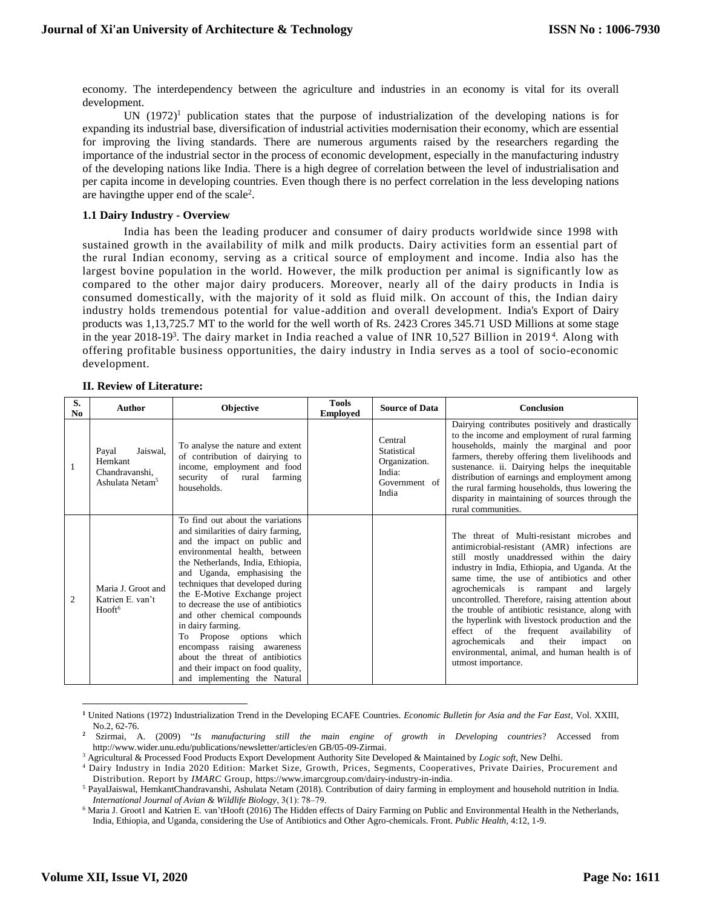economy. The interdependency between the agriculture and industries in an economy is vital for its overall development.

UN (1972)[1] publication states that the purpose of industrialization of the developing nations is for expanding its industrial base, diversification of industrial activities modernisation their economy, which are essential for improving the living standards. There are numerous arguments raised by the researchers regarding the importance of the industrial sector in the process of economic development, especially in the manufacturing industry of the developing nations like India. There is a high degree of correlation between the level of industrialisation and per capita income in developing countries. Even though there is no perfect correlation in the less developing nations are havingthe upper end of the scale[2].

### 1.1 Dairy Industry - Overview

India has been the leading producer and consumer of dairy products worldwide since 1998 with sustained growth in the availability of milk and milk products. Dairy activities form an essential part of the rural Indian economy, serving as a critical source of employment and income. India also has the largest bovine population in the world. However, the milk production per animal is significantly low as compared to the other major dairy producers. Moreover, nearly all of the dairy products in India is consumed domestically, with the majority of it sold as fluid milk. On account of this, the Indian dairy industry holds tremendous potential for value-addition and overall development. India's Export of Dairy products was 1,13,725.7 MT to the world for the well worth of Rs. 2423 Crores 345.71 USD Millions at some stage in the year 2018-19[3]. The dairy market in India reached a value of INR 10,527 Billion in 2019[4]. Along with offering profitable business opportunities, the dairy industry in India serves as a tool of socio-economic development.

## II. Review of Literature:

| S. No | Author | Objective | Tools Employed | Source of Data | Conclusion |
|---|---|---|---|---|---|
| 1 | Payal Jaiswal, Hemkant Chandravanshi, Ashulata Netam[5] | To analyse the nature and extent of contribution of dairying to income, employment and food security of rural farming households. | | Central Statistical Organization. India: Government of India | Dairying contributes positively and drastically to the income and employment of rural farming households, mainly the marginal and poor farmers, thereby offering them livelihoods and sustenance. ii. Dairying helps the inequitable distribution of earnings and employment among the rural farming households, thus lowering the disparity in maintaining of sources through the rural communities. |
| 2 | Maria J. Groot and Katrien E. van't Hooft[6] | To find out about the variations and similarities of dairy farming, and the impact on public and environmental health, between the Netherlands, India, Ethiopia, and Uganda, emphasising the techniques that developed during the E-Motive Exchange project to decrease the use of antibiotics and other chemical compounds in dairy farming. To Propose options which encompass raising awareness about the threat of antibiotics and their impact on food quality, and implementing the Natural | | | The threat of Multi-resistant microbes and antimicrobial-resistant (AMR) infections are still mostly unaddressed within the dairy industry in India, Ethiopia, and Uganda. At the same time, the use of antibiotics and other agrochemicals is rampant and largely uncontrolled. Therefore, raising attention about the trouble of antibiotic resistance, along with the hyperlink with livestock production and the effect of the frequent availability of agrochemicals and their impact on environmental, animal, and human health is of utmost importance. |

[1] United Nations (1972) Industrialization Trend in the Developing ECAFE Countries. *Economic Bulletin for Asia and the Far East*, Vol. XXIII, No.2, 62-76.

[2] Szirmai, A. (2009) "*Is manufacturing still the main engine of growth in Developing countries*? Accessed from http://www.wider.unu.edu/publications/newsletter/articles/en GB/05-09-Zirmai.

[3] Agricultural & Processed Food Products Export Development Authority Site Developed & Maintained by *Logic soft*, New Delhi.

[4] Dairy Industry in India 2020 Edition: Market Size, Growth, Prices, Segments, Cooperatives, Private Dairies, Procurement and Distribution. Report by *IMARC* Group, https://www.imarcgroup.com/dairy-industry-in-india.

[5] PayalJaiswal, HemkantChandravanshi, Ashulata Netam (2018). Contribution of dairy farming in employment and household nutrition in India. *International Journal of Avian & Wildlife Biology*, 3(1): 78–79.

[6] Maria J. Groot1 and Katrien E. van'tHooft (2016) The Hidden effects of Dairy Farming on Public and Environmental Health in the Netherlands, India, Ethiopia, and Uganda, considering the Use of Antibiotics and Other Agro-chemicals. Front. *Public Health*, 4:12, 1-9.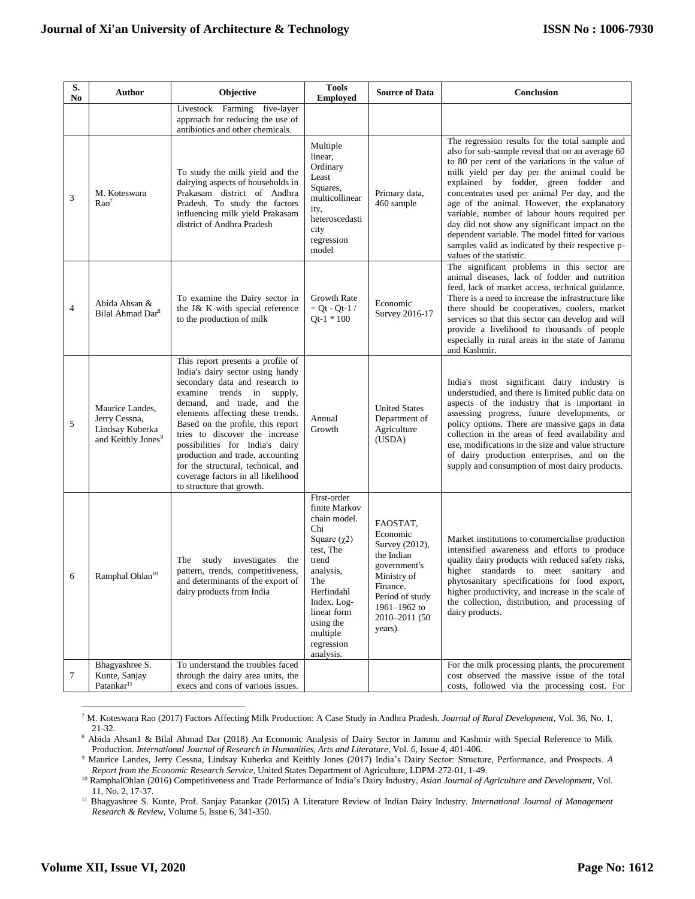| S. No | Author | Objective | Tools Employed | Source of Data | Conclusion |
|---|---|---|---|---|---|
| | | Livestock Farming five-layer approach for reducing the use of antibiotics and other chemicals. | | | |
| 3 | M. Koteswara Rao[7] | To study the milk yield and the dairying aspects of households in Prakasam district of Andhra Pradesh, To study the factors influencing milk yield Prakasam district of Andhra Pradesh | Multiple linear, Ordinary Least Squares, multicollinearity, heteroscedasticity regression model | Primary data, 460 sample | The regression results for the total sample and also for sub-sample reveal that on an average 60 to 80 per cent of the variations in the value of milk yield per day per the animal could be explained by fodder, green fodder and concentrates used per animal Per day, and the age of the animal. However, the explanatory variable, number of labour hours required per day did not show any significant impact on the dependent variable. The model fitted for various samples valid as indicated by their respective p-values of the statistic. |
| 4 | Abida Ahsan & Bilal Ahmad Dar[8] | To examine the Dairy sector in the J& K with special reference to the production of milk | Growth Rate = Qt - Qt-1 / Qt-1 * 100 | Economic Survey 2016-17 | The significant problems in this sector are animal diseases, lack of fodder and nutrition feed, lack of market access, technical guidance. There is a need to increase the infrastructure like there should be cooperatives, coolers, market services so that this sector can develop and will provide a livelihood to thousands of people especially in rural areas in the state of Jammu and Kashmir. |
| 5 | Maurice Landes, Jerry Cessna, Lindsay Kuberka and Keithly Jones[9] | This report presents a profile of India's dairy sector using handy secondary data and research to examine trends in supply, demand, and trade, and the elements affecting these trends. Based on the profile, this report tries to discover the increase possibilities for India's dairy production and trade, accounting for the structural, technical, and coverage factors in all likelihood to structure that growth. | Annual Growth | United States Department of Agriculture (USDA) | India's most significant dairy industry is understudied, and there is limited public data on aspects of the industry that is important in assessing progress, future developments, or policy options. There are massive gaps in data collection in the areas of feed availability and use, modifications in the size and value structure of dairy production enterprises, and on the supply and consumption of most dairy products. |
| 6 | Ramphal Ohlan[10] | The study investigates the pattern, trends, competitiveness, and determinants of the export of dairy products from India | First-order finite Markov chain model. Chi Square ($\chi 2$) test, The trend analysis, The Herfindahl Index. Log-linear form using the multiple regression analysis. | FAOSTAT, Economic Survey (2012), the Indian government's Ministry of Finance. Period of study 1961–1962 to 2010–2011 (50 years). | Market institutions to commercialise production intensified awareness and efforts to produce quality dairy products with reduced safety risks, higher standards to meet sanitary and phytosanitary specifications for food export, higher productivity, and increase in the scale of the collection, distribution, and processing of dairy products. |
| 7 | Bhagyashree S. Kunte, Sanjay Patankar[11] | To understand the troubles faced through the dairy area units, the execs and cons of various issues. | | | For the milk processing plants, the procurement cost observed the massive issue of the total costs, followed via the processing cost. For |

[7] M. Koteswara Rao (2017) Factors Affecting Milk Production: A Case Study in Andhra Pradesh. *Journal of Rural Development*, Vol. 36, No. 1, 21-32.

[8] Abida Ahsan1 & Bilal Ahmad Dar (2018) An Economic Analysis of Dairy Sector in Jammu and Kashmir with Special Reference to Milk Production. *International Journal of Research in Humanities, Arts and Literature*, Vol. 6, Issue 4, 401-406.

[9] Maurice Landes, Jerry Cessna, Lindsay Kuberka and Keithly Jones (2017) India's Dairy Sector: Structure, Performance, and Prospects. *A Report from the Economic Research Service*, United States Department of Agriculture, LDPM-272-01, 1-49.

[10] RamphalOhlan (2016) Competitiveness and Trade Performance of India's Dairy Industry, *Asian Journal of Agriculture and Development*, Vol. 11, No. 2, 17-37.

[11] Bhagyashree S. Kunte, Prof. Sanjay Patankar (2015) A Literature Review of Indian Dairy Industry. *International Journal of Management Research & Review*, Volume 5, Issue 6, 341-350.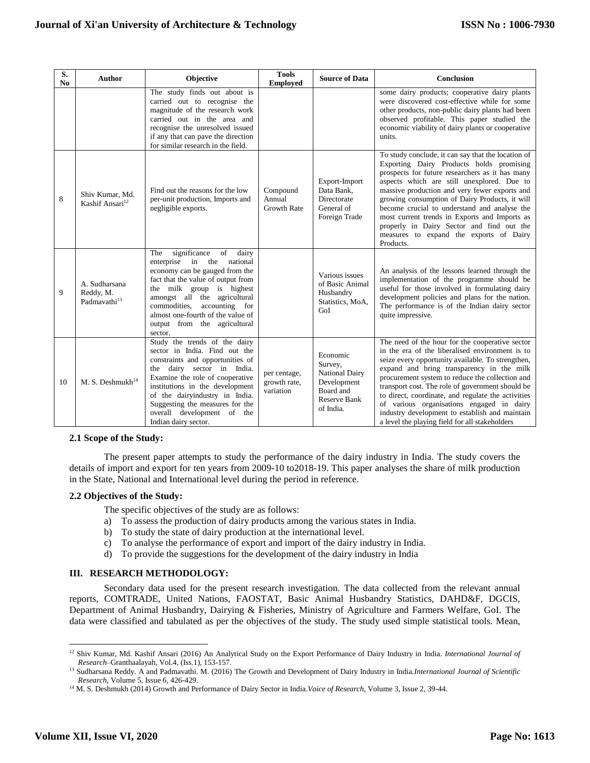| S. No | Author | Objective | Tools Employed | Source of Data | Conclusion |
|---|---|---|---|---|---|
| | | The study finds out about is carried out to recognise the magnitude of the research work carried out in the area and recognise the unresolved issued if any that can pave the direction for similar research in the field. | | | some dairy products; cooperative dairy plants were discovered cost-effective while for some other products, non-public dairy plants had been observed profitable. This paper studied the economic viability of dairy plants or cooperative units. |
| 8 | Shiv Kumar, Md. Kashif Ansari[12] | Find out the reasons for the low per-unit production, Imports and negligible exports. | Compound Annual Growth Rate | Export-Import Data Bank, Directorate General of Foreign Trade | To study conclude, it can say that the location of Exporting Dairy Products holds promising prospects for future researchers as it has many aspects which are still unexplored. Due to massive production and very fewer exports and growing consumption of Dairy Products, it will become crucial to understand and analyse the most current trends in Exports and Imports as properly in Dairy Sector and find out the measures to expand the exports of Dairy Products. |
| 9 | A. Sudharsana Reddy, M. Padmavathi[13] | The significance of dairy enterprise in the national economy can be gauged from the fact that the value of output from the milk group is highest amongst all the agricultural commodities, accounting for almost one-fourth of the value of output from the agricultural sector. | | Various issues of Basic Animal Husbandry Statistics, MoA, GoI | An analysis of the lessons learned through the implementation of the programme should be useful for those involved in formulating dairy development policies and plans for the nation. The performance is of the Indian dairy sector quite impressive. |
| 10 | M. S. Deshmukh[14] | Study the trends of the dairy sector in India. Find out the constraints and opportunities of the dairy sector in India. Examine the role of cooperative institutions in the development of the dairyindustry in India. Suggesting the measures for the overall development of the Indian dairy sector. | per centage, growth rate, variation | Economic Survey, National Dairy Development Board and Reserve Bank of India. | The need of the hour for the cooperative sector in the era of the liberalised environment is to seize every opportunity available. To strengthen, expand and bring transparency in the milk procurement system to reduce the collection and transport cost. The role of government should be to direct, coordinate, and regulate the activities of various organisations engaged in dairy industry development to establish and maintain a level the playing field for all stakeholders |

### 2.1 Scope of the Study:

The present paper attempts to study the performance of the dairy industry in India. The study covers the details of import and export for ten years from 2009-10 to2018-19. This paper analyses the share of milk production in the State, National and International level during the period in reference.

### 2.2 Objectives of the Study:

The specific objectives of the study are as follows:

a) To assess the production of dairy products among the various states in India.
b) To study the state of dairy production at the international level.
c) To analyse the performance of export and import of the dairy industry in India.
d) To provide the suggestions for the development of the dairy industry in India

## III. RESEARCH METHODOLOGY:

Secondary data used for the present research investigation. The data collected from the relevant annual reports, COMTRADE, United Nations, FAOSTAT, Basic Animal Husbandry Statistics, DAHD&F, DGCIS, Department of Animal Husbandry, Dairying & Fisheries, Ministry of Agriculture and Farmers Welfare, GoI. The data were classified and tabulated as per the objectives of the study. The study used simple statistical tools. Mean,

---

[12] Shiv Kumar, Md. Kashif Ansari (2016) An Analytical Study on the Export Performance of Dairy Industry in India. *International Journal of Research*–Granthaalayah, Vol.4, (Iss.1), 153-157.

[13] Sudharsana Reddy. A and Padmavathi. M. (2016) The Growth and Development of Dairy Industry in India.*International Journal of Scientific Research*, Volume 5, Issue 6, 426-429.

[14] M. S. Deshmukh (2014) Growth and Performance of Dairy Sector in India.*Voice of Research*, Volume 3, Issue 2, 39-44.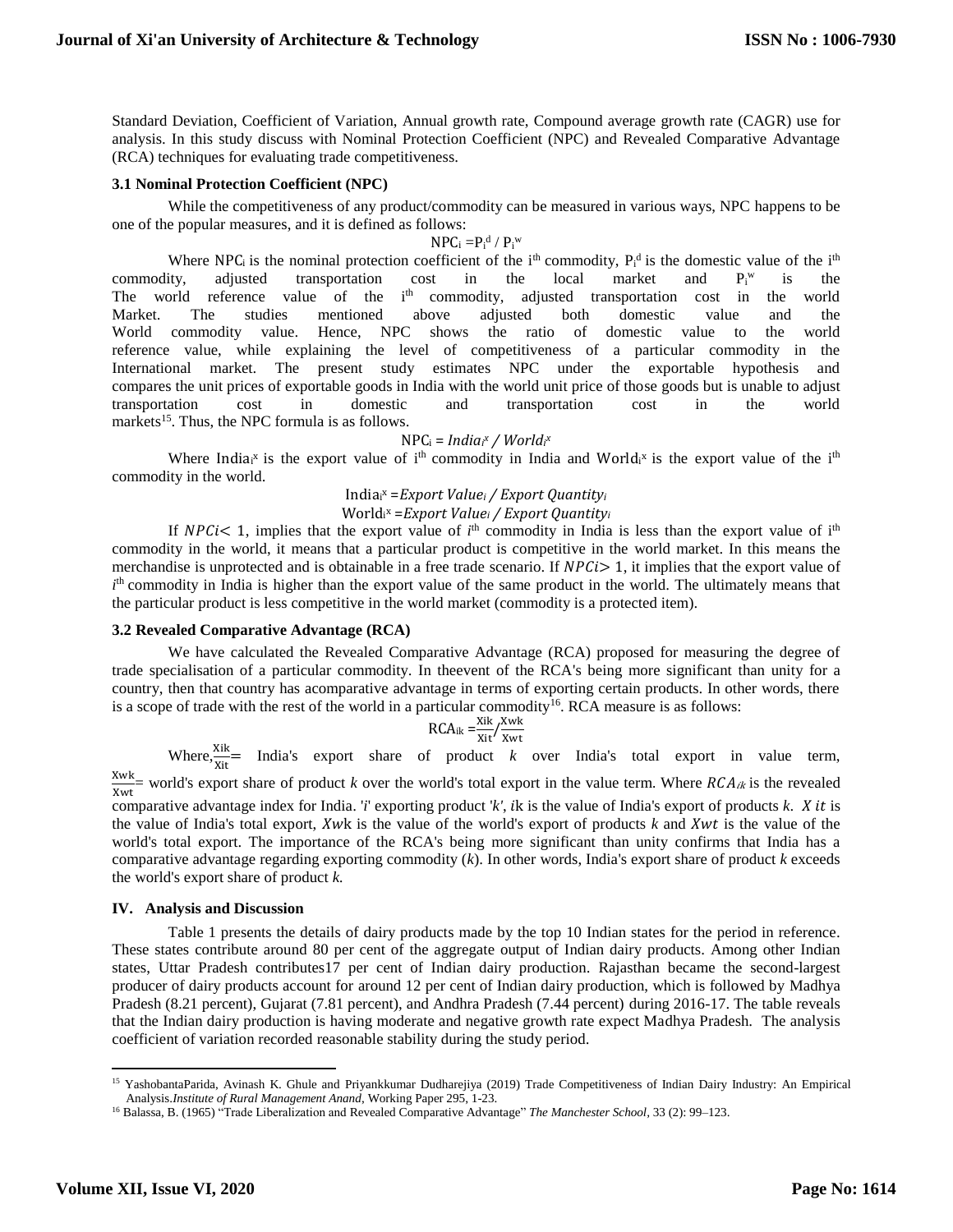Standard Deviation, Coefficient of Variation, Annual growth rate, Compound average growth rate (CAGR) use for analysis. In this study discuss with Nominal Protection Coefficient (NPC) and Revealed Comparative Advantage (RCA) techniques for evaluating trade competitiveness.

### 3.1 Nominal Protection Coefficient (NPC)

While the competitiveness of any product/commodity can be measured in various ways, NPC happens to be one of the popular measures, and it is defined as follows:

$$NPC_i = P_i^d / P_i^w$$

Where $NPC_i$ is the nominal protection coefficient of the i[th] commodity, $P_i^d$ is the domestic value of the i[th] commodity, adjusted transportation cost in the local market and $P_i^w$ is the The world reference value of the i[th] commodity, adjusted transportation cost in the world Market. The studies mentioned above adjusted both domestic value and the World commodity value. Hence, NPC shows the ratio of domestic value to the world reference value, while explaining the level of competitiveness of a particular commodity in the International market. The present study estimates NPC under the exportable hypothesis and compares the unit prices of exportable goods in India with the world unit price of those goods but is unable to adjust transportation cost in domestic and transportation cost in the world markets[15]. Thus, the NPC formula is as follows.

$$NPC_i = India_i^x / World_i^x$$

Where $India_i^x$ is the export value of i[th] commodity in India and $World_i^x$ is the export value of the i[th] commodity in the world.

$$India_i^x = Export\ Value_i / Export\ Quantity_i$$

$$World_i^x = Export\ Value_i / Export\ Quantity_i$$

If $NPCi < 1$, implies that the export value of *i*[th] commodity in India is less than the export value of i[th] commodity in the world, it means that a particular product is competitive in the world market. In this means the merchandise is unprotected and is obtainable in a free trade scenario. If $NPCi > 1$, it implies that the export value of *i*[th] commodity in India is higher than the export value of the same product in the world. The ultimately means that the particular product is less competitive in the world market (commodity is a protected item).

### 3.2 Revealed Comparative Advantage (RCA)

We have calculated the Revealed Comparative Advantage (RCA) proposed for measuring the degree of trade specialisation of a particular commodity. In theevent of the RCA's being more significant than unity for a country, then that country has acomparative advantage in terms of exporting certain products. In other words, there is a scope of trade with the rest of the world in a particular commodity[16]. RCA measure is as follows:

$$RCA_{ik} = \frac{Xik}{Xit} / \frac{Xwk}{Xwt}$$

Where, $\frac{Xik}{Xit}$ = India's export share of product *k* over India's total export in value term, $\frac{Xwk}{Xwt}$ = world's export share of product *k* over the world's total export in the value term. Where $RCA_{ik}$ is the revealed comparative advantage index for India. '*i*' exporting product '*k*', *i*k is the value of India's export of products *k*. $X\,it$ is the value of India's total export, $Xw$k is the value of the world's export of products *k* and $Xwt$ is the value of the world's total export. The importance of the RCA's being more significant than unity confirms that India has a comparative advantage regarding exporting commodity (*k*). In other words, India's export share of product *k* exceeds the world's export share of product *k.*

## IV. Analysis and Discussion

Table 1 presents the details of dairy products made by the top 10 Indian states for the period in reference. These states contribute around 80 per cent of the aggregate output of Indian dairy products. Among other Indian states, Uttar Pradesh contributes17 per cent of Indian dairy production. Rajasthan became the second-largest producer of dairy products account for around 12 per cent of Indian dairy production, which is followed by Madhya Pradesh (8.21 percent), Gujarat (7.81 percent), and Andhra Pradesh (7.44 percent) during 2016-17. The table reveals that the Indian dairy production is having moderate and negative growth rate expect Madhya Pradesh. The analysis coefficient of variation recorded reasonable stability during the study period.

---

[15] YashobantaParida, Avinash K. Ghule and Priyankkumar Dudharejiya (2019) Trade Competitiveness of Indian Dairy Industry: An Empirical Analysis.*Institute of Rural Management Anand*, Working Paper 295, 1-23.

[16] Balassa, B. (1965) "Trade Liberalization and Revealed Comparative Advantage" *The Manchester School*, 33 (2): 99–123.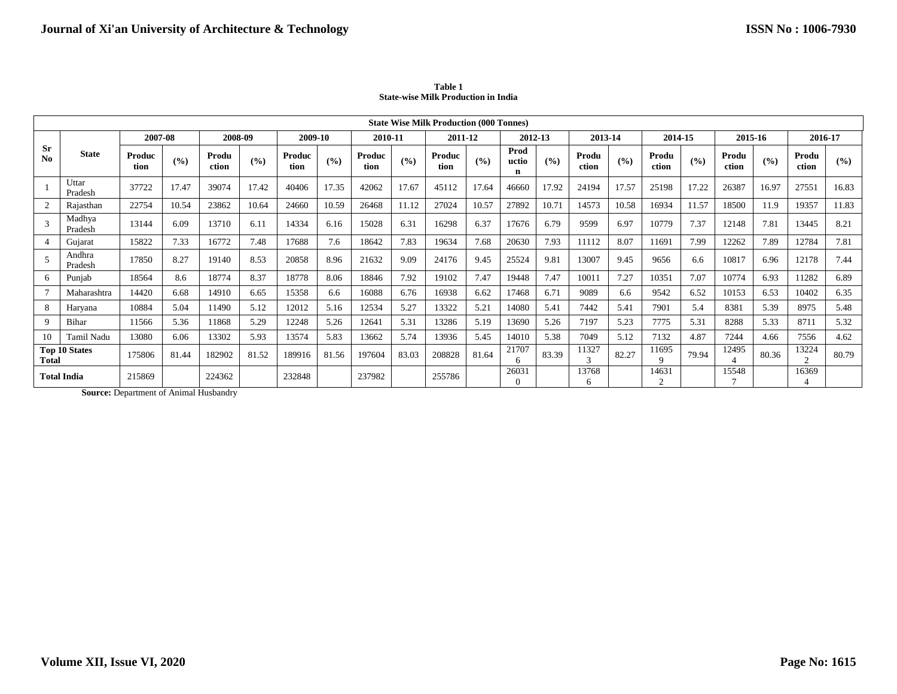**Table 1**
**State-wise Milk Production in India**

| State Wise Milk Production (000 Tonnes) | | | | | | | | | | | | | | | | | | | | |
|---|---|---|---|---|---|---|---|---|---|---|---|---|---|---|---|---|---|---|---|---|
| **Sr No** | **State** | **2007-08** | | **2008-09** | | **2009-10** | | **2010-11** | | **2011-12** | | **2012-13** | | **2013-14** | | **2014-15** | | **2015-16** | | **2016-17** |
| | | **Production** | **(%)** | **Production** | **(%)** | **Production** | **(%)** | **Production** | **(%)** | **Production** | **(%)** | **Production** | **(%)** | **Production** | **(%)** | **Production** | **(%)** | **Production** | **(%)** | **Production** | **(%)** |
| 1 | Uttar Pradesh | 37722 | 17.47 | 39074 | 17.42 | 40406 | 17.35 | 42062 | 17.67 | 45112 | 17.64 | 46660 | 17.92 | 24194 | 17.57 | 25198 | 17.22 | 26387 | 16.97 | 27551 | 16.83 |
| 2 | Rajasthan | 22754 | 10.54 | 23862 | 10.64 | 24660 | 10.59 | 26468 | 11.12 | 27024 | 10.57 | 27892 | 10.71 | 14573 | 10.58 | 16934 | 11.57 | 18500 | 11.9 | 19357 | 11.83 |
| 3 | Madhya Pradesh | 13144 | 6.09 | 13710 | 6.11 | 14334 | 6.16 | 15028 | 6.31 | 16298 | 6.37 | 17676 | 6.79 | 9599 | 6.97 | 10779 | 7.37 | 12148 | 7.81 | 13445 | 8.21 |
| 4 | Gujarat | 15822 | 7.33 | 16772 | 7.48 | 17688 | 7.6 | 18642 | 7.83 | 19634 | 7.68 | 20630 | 7.93 | 11112 | 8.07 | 11691 | 7.99 | 12262 | 7.89 | 12784 | 7.81 |
| 5 | Andhra Pradesh | 17850 | 8.27 | 19140 | 8.53 | 20858 | 8.96 | 21632 | 9.09 | 24176 | 9.45 | 25524 | 9.81 | 13007 | 9.45 | 9656 | 6.6 | 10817 | 6.96 | 12178 | 7.44 |
| 6 | Punjab | 18564 | 8.6 | 18774 | 8.37 | 18778 | 8.06 | 18846 | 7.92 | 19102 | 7.47 | 19448 | 7.47 | 10011 | 7.27 | 10351 | 7.07 | 10774 | 6.93 | 11282 | 6.89 |
| 7 | Maharashtra | 14420 | 6.68 | 14910 | 6.65 | 15358 | 6.6 | 16088 | 6.76 | 16938 | 6.62 | 17468 | 6.71 | 9089 | 6.6 | 9542 | 6.52 | 10153 | 6.53 | 10402 | 6.35 |
| 8 | Haryana | 10884 | 5.04 | 11490 | 5.12 | 12012 | 5.16 | 12534 | 5.27 | 13322 | 5.21 | 14080 | 5.41 | 7442 | 5.41 | 7901 | 5.4 | 8381 | 5.39 | 8975 | 5.48 |
| 9 | Bihar | 11566 | 5.36 | 11868 | 5.29 | 12248 | 5.26 | 12641 | 5.31 | 13286 | 5.19 | 13690 | 5.26 | 7197 | 5.23 | 7775 | 5.31 | 8288 | 5.33 | 8711 | 5.32 |
| 10 | Tamil Nadu | 13080 | 6.06 | 13302 | 5.93 | 13574 | 5.83 | 13662 | 5.74 | 13936 | 5.45 | 14010 | 5.38 | 7049 | 5.12 | 7132 | 4.87 | 7244 | 4.66 | 7556 | 4.62 |
| **Top 10 States Total** | | 175806 | 81.44 | 182902 | 81.52 | 189916 | 81.56 | 197604 | 83.03 | 208828 | 81.64 | 217076 | 83.39 | 113273 | 82.27 | 116959 | 79.94 | 124954 | 80.36 | 132242 | 80.79 |
| **Total India** | | 215869 | | 224362 | | 232848 | | 237982 | | 255786 | | 260310 | | 137686 | | 146312 | | 155487 | | 163694 | |

**Source:** Department of Animal Husbandry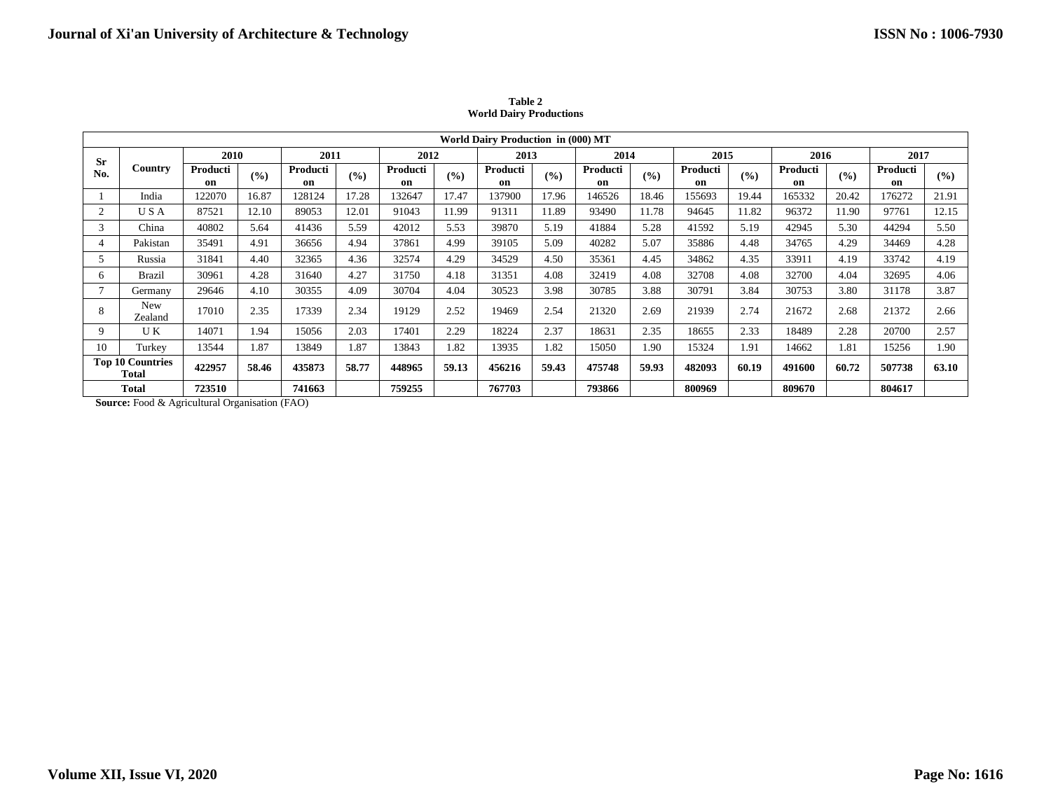**Table 2**
**World Dairy Productions**

| World Dairy Production in (000) MT | | | | | | | | | | | | | | | | | |
|---|---|---|---|---|---|---|---|---|---|---|---|---|---|---|---|---|---|
| Sr No. | Country | 2010 | | 2011 | | 2012 | | 2013 | | 2014 | | 2015 | | 2016 | | 2017 | |
| | | Production | (%) | Production | (%) | Production | (%) | Production | (%) | Production | (%) | Production | (%) | Production | (%) | Production | (%) |
| 1 | India | 122070 | 16.87 | 128124 | 17.28 | 132647 | 17.47 | 137900 | 17.96 | 146526 | 18.46 | 155693 | 19.44 | 165332 | 20.42 | 176272 | 21.91 |
| 2 | U S A | 87521 | 12.10 | 89053 | 12.01 | 91043 | 11.99 | 91311 | 11.89 | 93490 | 11.78 | 94645 | 11.82 | 96372 | 11.90 | 97761 | 12.15 |
| 3 | China | 40802 | 5.64 | 41436 | 5.59 | 42012 | 5.53 | 39870 | 5.19 | 41884 | 5.28 | 41592 | 5.19 | 42945 | 5.30 | 44294 | 5.50 |
| 4 | Pakistan | 35491 | 4.91 | 36656 | 4.94 | 37861 | 4.99 | 39105 | 5.09 | 40282 | 5.07 | 35886 | 4.48 | 34765 | 4.29 | 34469 | 4.28 |
| 5 | Russia | 31841 | 4.40 | 32365 | 4.36 | 32574 | 4.29 | 34529 | 4.50 | 35361 | 4.45 | 34862 | 4.35 | 33911 | 4.19 | 33742 | 4.19 |
| 6 | Brazil | 30961 | 4.28 | 31640 | 4.27 | 31750 | 4.18 | 31351 | 4.08 | 32419 | 4.08 | 32708 | 4.08 | 32700 | 4.04 | 32695 | 4.06 |
| 7 | Germany | 29646 | 4.10 | 30355 | 4.09 | 30704 | 4.04 | 30523 | 3.98 | 30785 | 3.88 | 30791 | 3.84 | 30753 | 3.80 | 31178 | 3.87 |
| 8 | New Zealand | 17010 | 2.35 | 17339 | 2.34 | 19129 | 2.52 | 19469 | 2.54 | 21320 | 2.69 | 21939 | 2.74 | 21672 | 2.68 | 21372 | 2.66 |
| 9 | U K | 14071 | 1.94 | 15056 | 2.03 | 17401 | 2.29 | 18224 | 2.37 | 18631 | 2.35 | 18655 | 2.33 | 18489 | 2.28 | 20700 | 2.57 |
| 10 | Turkey | 13544 | 1.87 | 13849 | 1.87 | 13843 | 1.82 | 13935 | 1.82 | 15050 | 1.90 | 15324 | 1.91 | 14662 | 1.81 | 15256 | 1.90 |
| **Top 10 Countries Total** | | **422957** | **58.46** | **435873** | **58.77** | **448965** | **59.13** | **456216** | **59.43** | **475748** | **59.93** | **482093** | **60.19** | **491600** | **60.72** | **507738** | **63.10** |
| **Total** | | **723510** | | **741663** | | **759255** | | **767703** | | **793866** | | **800969** | | **809670** | | **804617** | |

**Source:** Food & Agricultural Organisation (FAO)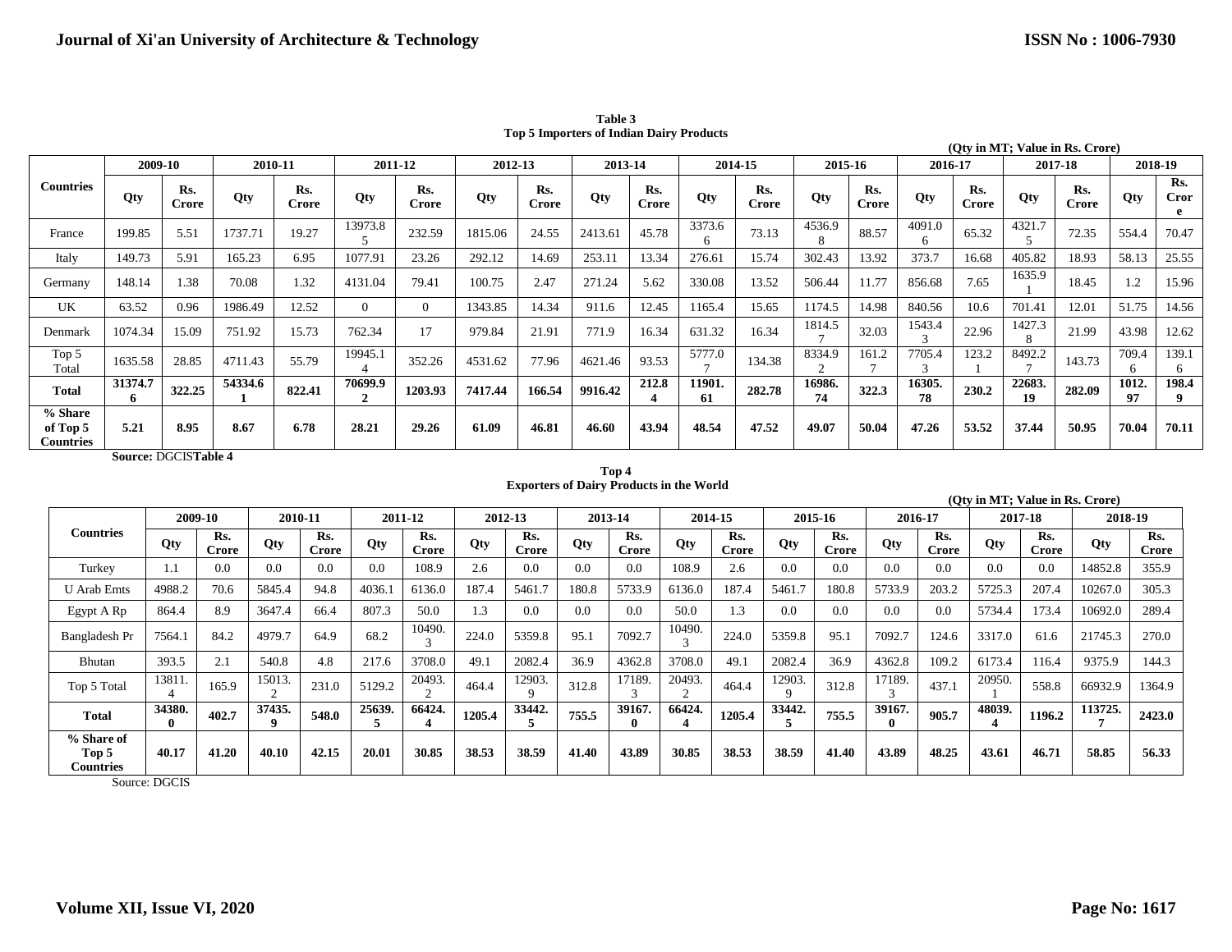**Table 3**
**Top 5 Importers of Indian Dairy Products**

(Qty in MT; Value in Rs. Crore)

| Countries | 2009-10 | | 2010-11 | | 2011-12 | | 2012-13 | | 2013-14 | | 2014-15 | | 2015-16 | | 2016-17 | | 2017-18 | | 2018-19 | |
|---|---|---|---|---|---|---|---|---|---|---|---|---|---|---|---|---|---|---|---|---|
| | Qty | Rs. Crore | Qty | Rs. Crore | Qty | Rs. Crore | Qty | Rs. Crore | Qty | Rs. Crore | Qty | Rs. Crore | Qty | Rs. Crore | Qty | Rs. Crore | Qty | Rs. Crore | Qty | Rs. Crore |
| France | 199.85 | 5.51 | 1737.71 | 19.27 | 13973.85 | 232.59 | 1815.06 | 24.55 | 2413.61 | 45.78 | 3373.66 | 73.13 | 4536.98 | 88.57 | 4091.06 | 65.32 | 4321.75 | 72.35 | 554.4 | 70.47 |
| Italy | 149.73 | 5.91 | 165.23 | 6.95 | 1077.91 | 23.26 | 292.12 | 14.69 | 253.11 | 13.34 | 276.61 | 15.74 | 302.43 | 13.92 | 373.7 | 16.68 | 405.82 | 18.93 | 58.13 | 25.55 |
| Germany | 148.14 | 1.38 | 70.08 | 1.32 | 4131.04 | 79.41 | 100.75 | 2.47 | 271.24 | 5.62 | 330.08 | 13.52 | 506.44 | 11.77 | 856.68 | 7.65 | 1635.91 | 18.45 | 1.2 | 15.96 |
| UK | 63.52 | 0.96 | 1986.49 | 12.52 | 0 | 0 | 1343.85 | 14.34 | 911.6 | 12.45 | 1165.4 | 15.65 | 1174.5 | 14.98 | 840.56 | 10.6 | 701.41 | 12.01 | 51.75 | 14.56 |
| Denmark | 1074.34 | 15.09 | 751.92 | 15.73 | 762.34 | 17 | 979.84 | 21.91 | 771.9 | 16.34 | 631.32 | 16.34 | 1814.57 | 32.03 | 1543.43 | 22.96 | 1427.38 | 21.99 | 43.98 | 12.62 |
| Top 5 Total | 1635.58 | 28.85 | 4711.43 | 55.79 | 19945.14 | 352.26 | 4531.62 | 77.96 | 4621.46 | 93.53 | 5777.07 | 134.38 | 8334.92 | 161.27 | 7705.43 | 123.21 | 8492.27 | 143.73 | 709.46 | 139.16 |
| **Total** | **31374.76** | **322.25** | **54334.61** | **822.41** | **70699.92** | **1203.93** | **7417.44** | **166.54** | **9916.42** | **212.84** | **11901.61** | **282.78** | **16986.74** | **322.3** | **16305.78** | **230.2** | **22683.19** | **282.09** | **1012.97** | **198.49** |
| **% Share of Top 5 Countries** | **5.21** | **8.95** | **8.67** | **6.78** | **28.21** | **29.26** | **61.09** | **46.81** | **46.60** | **43.94** | **48.54** | **47.52** | **49.07** | **50.04** | **47.26** | **53.52** | **37.44** | **50.95** | **70.04** | **70.11** |

**Source:** DGCIS

**Table 4**
**Top 4**
**Exporters of Dairy Products in the World**

(Qty in MT; Value in Rs. Crore)

| Countries | 2009-10 | | 2010-11 | | 2011-12 | | 2012-13 | | 2013-14 | | 2014-15 | | 2015-16 | | 2016-17 | | 2017-18 | | 2018-19 | |
|---|---|---|---|---|---|---|---|---|---|---|---|---|---|---|---|---|---|---|---|---|
| | Qty | Rs. Crore | Qty | Rs. Crore | Qty | Rs. Crore | Qty | Rs. Crore | Qty | Rs. Crore | Qty | Rs. Crore | Qty | Rs. Crore | Qty | Rs. Crore | Qty | Rs. Crore | Qty | Rs. Crore |
| Turkey | 1.1 | 0.0 | 0.0 | 0.0 | 0.0 | 108.9 | 2.6 | 0.0 | 0.0 | 0.0 | 108.9 | 2.6 | 0.0 | 0.0 | 0.0 | 0.0 | 0.0 | 0.0 | 14852.8 | 355.9 |
| U Arab Emts | 4988.2 | 70.6 | 5845.4 | 94.8 | 4036.1 | 6136.0 | 187.4 | 5461.7 | 180.8 | 5733.9 | 6136.0 | 187.4 | 5461.7 | 180.8 | 5733.9 | 203.2 | 5725.3 | 207.4 | 10267.0 | 305.3 |
| Egypt A Rp | 864.4 | 8.9 | 3647.4 | 66.4 | 807.3 | 50.0 | 1.3 | 0.0 | 0.0 | 0.0 | 50.0 | 1.3 | 0.0 | 0.0 | 0.0 | 0.0 | 5734.4 | 173.4 | 10692.0 | 289.4 |
| Bangladesh Pr | 7564.1 | 84.2 | 4979.7 | 64.9 | 68.2 | 10490.3 | 224.0 | 5359.8 | 95.1 | 7092.7 | 10490.3 | 224.0 | 5359.8 | 95.1 | 7092.7 | 124.6 | 3317.0 | 61.6 | 21745.3 | 270.0 |
| Bhutan | 393.5 | 2.1 | 540.8 | 4.8 | 217.6 | 3708.0 | 49.1 | 2082.4 | 36.9 | 4362.8 | 3708.0 | 49.1 | 2082.4 | 36.9 | 4362.8 | 109.2 | 6173.4 | 116.4 | 9375.9 | 144.3 |
| Top 5 Total | 13811.4 | 165.9 | 15013.2 | 231.0 | 5129.2 | 20493.2 | 464.4 | 12903.9 | 312.8 | 17189.3 | 20493.2 | 464.4 | 12903.9 | 312.8 | 17189.3 | 437.1 | 20950.1 | 558.8 | 66932.9 | 1364.9 |
| **Total** | **34380.0** | **402.7** | **37435.9** | **548.0** | **25639.5** | **66424.4** | **1205.4** | **33442.5** | **755.5** | **39167.0** | **66424.4** | **1205.4** | **33442.5** | **755.5** | **39167.0** | **905.7** | **48039.4** | **1196.2** | **113725.7** | **2423.0** |
| **% Share of Top 5 Countries** | **40.17** | **41.20** | **40.10** | **42.15** | **20.01** | **30.85** | **38.53** | **38.59** | **41.40** | **43.89** | **30.85** | **38.53** | **38.59** | **41.40** | **43.89** | **48.25** | **43.61** | **46.71** | **58.85** | **56.33** |

Source: DGCIS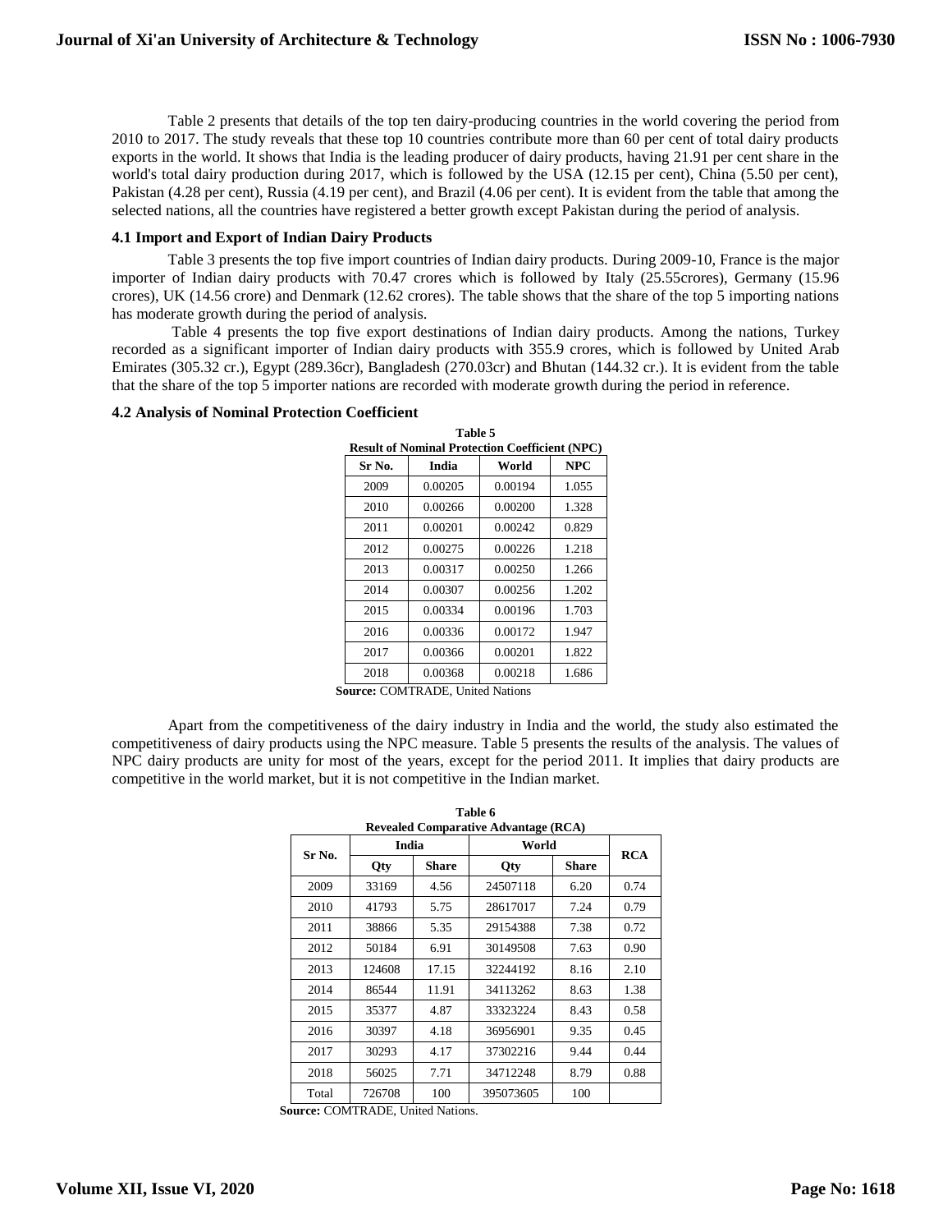Table 2 presents that details of the top ten dairy-producing countries in the world covering the period from 2010 to 2017. The study reveals that these top 10 countries contribute more than 60 per cent of total dairy products exports in the world. It shows that India is the leading producer of dairy products, having 21.91 per cent share in the world's total dairy production during 2017, which is followed by the USA (12.15 per cent), China (5.50 per cent), Pakistan (4.28 per cent), Russia (4.19 per cent), and Brazil (4.06 per cent). It is evident from the table that among the selected nations, all the countries have registered a better growth except Pakistan during the period of analysis.

### 4.1 Import and Export of Indian Dairy Products

Table 3 presents the top five import countries of Indian dairy products. During 2009-10, France is the major importer of Indian dairy products with 70.47 crores which is followed by Italy (25.55crores), Germany (15.96 crores), UK (14.56 crore) and Denmark (12.62 crores). The table shows that the share of the top 5 importing nations has moderate growth during the period of analysis.

Table 4 presents the top five export destinations of Indian dairy products. Among the nations, Turkey recorded as a significant importer of Indian dairy products with 355.9 crores, which is followed by United Arab Emirates (305.32 cr.), Egypt (289.36cr), Bangladesh (270.03cr) and Bhutan (144.32 cr.). It is evident from the table that the share of the top 5 importer nations are recorded with moderate growth during the period in reference.

### 4.2 Analysis of Nominal Protection Coefficient

**Table 5**
**Result of Nominal Protection Coefficient (NPC)**

| Sr No. | India | World | NPC |
|---|---|---|---|
| 2009 | 0.00205 | 0.00194 | 1.055 |
| 2010 | 0.00266 | 0.00200 | 1.328 |
| 2011 | 0.00201 | 0.00242 | 0.829 |
| 2012 | 0.00275 | 0.00226 | 1.218 |
| 2013 | 0.00317 | 0.00250 | 1.266 |
| 2014 | 0.00307 | 0.00256 | 1.202 |
| 2015 | 0.00334 | 0.00196 | 1.703 |
| 2016 | 0.00336 | 0.00172 | 1.947 |
| 2017 | 0.00366 | 0.00201 | 1.822 |
| 2018 | 0.00368 | 0.00218 | 1.686 |

**Source:** COMTRADE, United Nations

Apart from the competitiveness of the dairy industry in India and the world, the study also estimated the competitiveness of dairy products using the NPC measure. Table 5 presents the results of the analysis. The values of NPC dairy products are unity for most of the years, except for the period 2011. It implies that dairy products are competitive in the world market, but it is not competitive in the Indian market.

**Table 6**
**Revealed Comparative Advantage (RCA)**

| Sr No. | India | | World | | RCA |
|---|---|---|---|---|---|
| | Qty | Share | Qty | Share | |
| 2009 | 33169 | 4.56 | 24507118 | 6.20 | 0.74 |
| 2010 | 41793 | 5.75 | 28617017 | 7.24 | 0.79 |
| 2011 | 38866 | 5.35 | 29154388 | 7.38 | 0.72 |
| 2012 | 50184 | 6.91 | 30149508 | 7.63 | 0.90 |
| 2013 | 124608 | 17.15 | 32244192 | 8.16 | 2.10 |
| 2014 | 86544 | 11.91 | 34113262 | 8.63 | 1.38 |
| 2015 | 35377 | 4.87 | 33323224 | 8.43 | 0.58 |
| 2016 | 30397 | 4.18 | 36956901 | 9.35 | 0.45 |
| 2017 | 30293 | 4.17 | 37302216 | 9.44 | 0.44 |
| 2018 | 56025 | 7.71 | 34712248 | 8.79 | 0.88 |
| Total | 726708 | 100 | 395073605 | 100 | |

**Source:** COMTRADE, United Nations.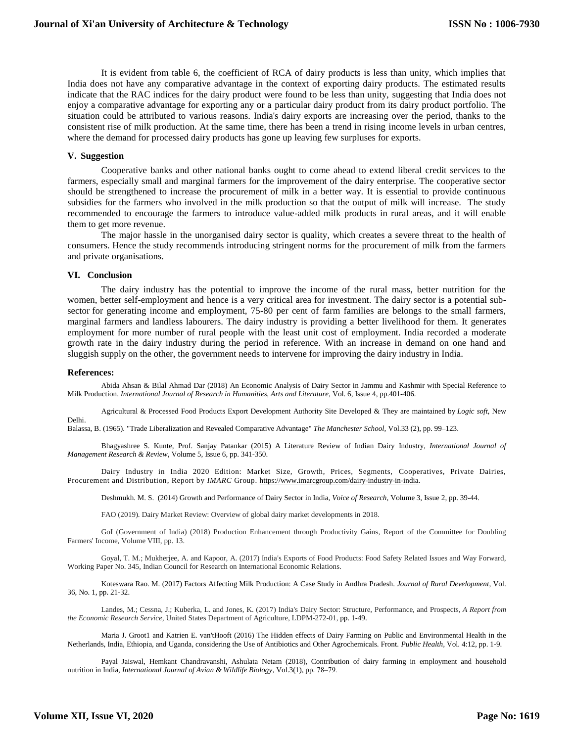It is evident from table 6, the coefficient of RCA of dairy products is less than unity, which implies that India does not have any comparative advantage in the context of exporting dairy products. The estimated results indicate that the RAC indices for the dairy product were found to be less than unity, suggesting that India does not enjoy a comparative advantage for exporting any or a particular dairy product from its dairy product portfolio. The situation could be attributed to various reasons. India's dairy exports are increasing over the period, thanks to the consistent rise of milk production. At the same time, there has been a trend in rising income levels in urban centres, where the demand for processed dairy products has gone up leaving few surpluses for exports.

## V. Suggestion

Cooperative banks and other national banks ought to come ahead to extend liberal credit services to the farmers, especially small and marginal farmers for the improvement of the dairy enterprise. The cooperative sector should be strengthened to increase the procurement of milk in a better way. It is essential to provide continuous subsidies for the farmers who involved in the milk production so that the output of milk will increase. The study recommended to encourage the farmers to introduce value-added milk products in rural areas, and it will enable them to get more revenue.

The major hassle in the unorganised dairy sector is quality, which creates a severe threat to the health of consumers. Hence the study recommends introducing stringent norms for the procurement of milk from the farmers and private organisations.

## VI. Conclusion

The dairy industry has the potential to improve the income of the rural mass, better nutrition for the women, better self-employment and hence is a very critical area for investment. The dairy sector is a potential sub-sector for generating income and employment, 75-80 per cent of farm families are belongs to the small farmers, marginal farmers and landless labourers. The dairy industry is providing a better livelihood for them. It generates employment for more number of rural people with the least unit cost of employment. India recorded a moderate growth rate in the dairy industry during the period in reference. With an increase in demand on one hand and sluggish supply on the other, the government needs to intervene for improving the dairy industry in India.

## References:

Abida Ahsan & Bilal Ahmad Dar (2018) An Economic Analysis of Dairy Sector in Jammu and Kashmir with Special Reference to Milk Production. *International Journal of Research in Humanities, Arts and Literature*, Vol. 6, Issue 4, pp.401-406.

Agricultural & Processed Food Products Export Development Authority Site Developed & They are maintained by *Logic soft*, New Delhi.

Balassa, B. (1965). "Trade Liberalization and Revealed Comparative Advantage" *The Manchester School*, Vol.33 (2), pp. 99–123.

Bhagyashree S. Kunte, Prof. Sanjay Patankar (2015) A Literature Review of Indian Dairy Industry, *International Journal of Management Research & Review*, Volume 5, Issue 6, pp. 341-350.

Dairy Industry in India 2020 Edition: Market Size, Growth, Prices, Segments, Cooperatives, Private Dairies, Procurement and Distribution, Report by *IMARC* Group. https://www.imarcgroup.com/dairy-industry-in-india.

Deshmukh. M. S. (2014) Growth and Performance of Dairy Sector in India, *Voice of Research*, Volume 3, Issue 2, pp. 39-44.

FAO (2019). Dairy Market Review: Overview of global dairy market developments in 2018.

GoI (Government of India) (2018) Production Enhancement through Productivity Gains, Report of the Committee for Doubling Farmers' Income, Volume VIII, pp. 13.

Goyal, T. M.; Mukherjee, A. and Kapoor, A. (2017) India's Exports of Food Products: Food Safety Related Issues and Way Forward, Working Paper No. 345, Indian Council for Research on International Economic Relations.

Koteswara Rao. M. (2017) Factors Affecting Milk Production: A Case Study in Andhra Pradesh. *Journal of Rural Development*, Vol. 36, No. 1, pp. 21-32.

Landes, M.; Cessna, J.; Kuberka, L. and Jones, K. (2017) India's Dairy Sector: Structure, Performance, and Prospects, *A Report from the Economic Research Service*, United States Department of Agriculture, LDPM-272-01, pp. 1-49.

Maria J. Groot1 and Katrien E. van'tHooft (2016) The Hidden effects of Dairy Farming on Public and Environmental Health in the Netherlands, India, Ethiopia, and Uganda, considering the Use of Antibiotics and Other Agrochemicals. Front. *Public Health*, Vol. 4:12, pp. 1-9.

Payal Jaiswal, Hemkant Chandravanshi, Ashulata Netam (2018), Contribution of dairy farming in employment and household nutrition in India, *International Journal of Avian & Wildlife Biology*, Vol.3(1), pp. 78–79.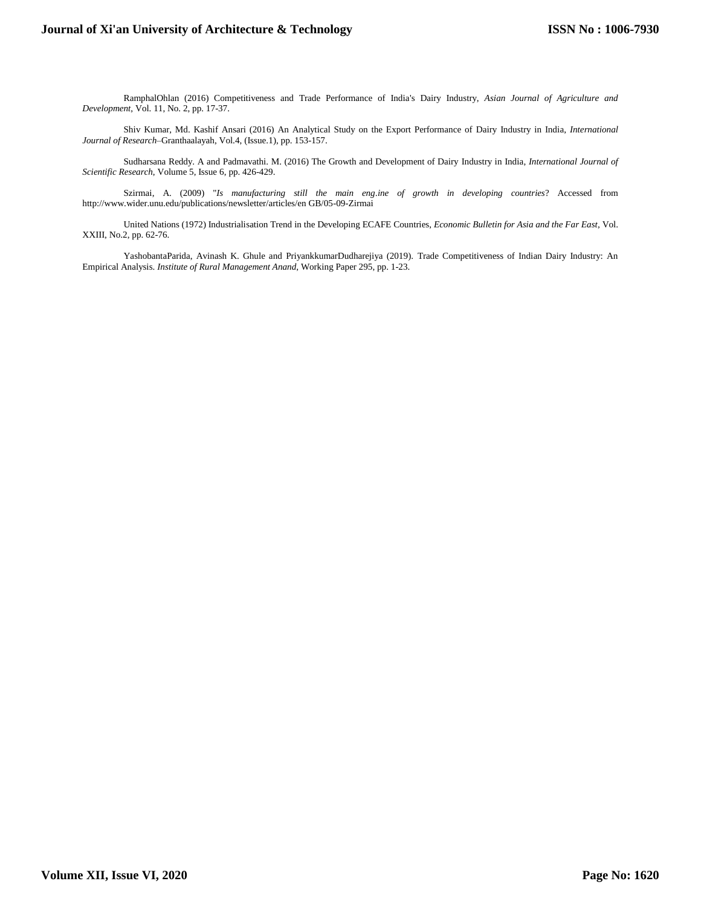RamphalOhlan (2016) Competitiveness and Trade Performance of India's Dairy Industry, *Asian Journal of Agriculture and Development*, Vol. 11, No. 2, pp. 17-37.

Shiv Kumar, Md. Kashif Ansari (2016) An Analytical Study on the Export Performance of Dairy Industry in India, *International Journal of Research*–Granthaalayah, Vol.4, (Issue.1), pp. 153-157.

Sudharsana Reddy. A and Padmavathi. M. (2016) The Growth and Development of Dairy Industry in India, *International Journal of Scientific Research*, Volume 5, Issue 6, pp. 426-429.

Szirmai, A. (2009) "*Is manufacturing still the main eng.ine of growth in developing countries*? Accessed from http://www.wider.unu.edu/publications/newsletter/articles/en GB/05-09-Zirmai

United Nations (1972) Industrialisation Trend in the Developing ECAFE Countries, *Economic Bulletin for Asia and the Far East*, Vol. XXIII, No.2, pp. 62-76.

YashobantaParida, Avinash K. Ghule and PriyankkumarDudharejiya (2019). Trade Competitiveness of Indian Dairy Industry: An Empirical Analysis. *Institute of Rural Management Anand*, Working Paper 295, pp. 1-23.